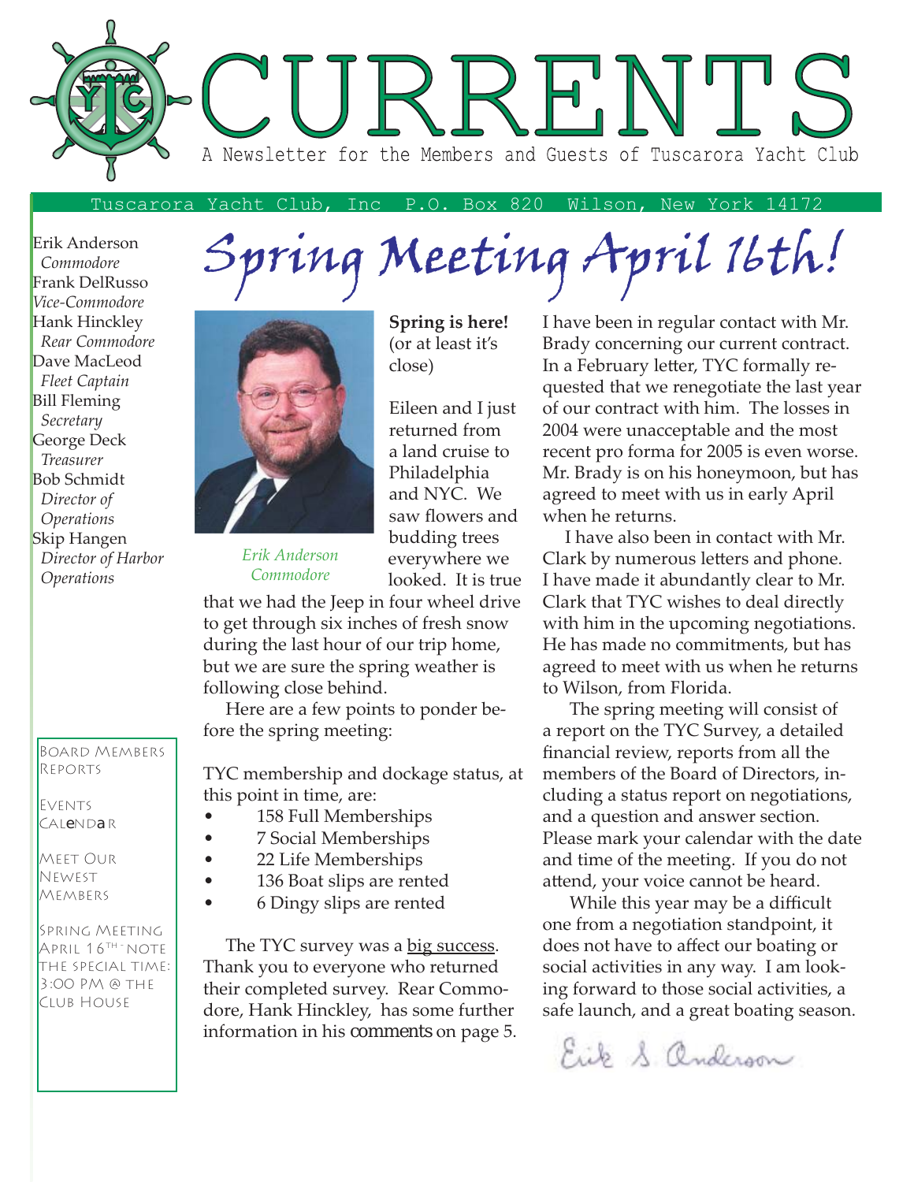# CURRENTS

A Newsletter for the Members and Guests of Tuscarora Yacht Club

Tuscarora Yacht Club, Inc  P.O. Box 820  Wilson, New York 14172

Erik Anderson
*Commodore*
Frank DelRusso
*Vice-Commodore*
Hank Hinckley
*Rear Commodore*
Dave MacLeod
*Fleet Captain*
Bill Fleming
*Secretary*
George Deck
*Treasurer*
Bob Schmidt
*Director of Operations*
Skip Hangen
*Director of Harbor Operations*

BOARD MEMBERS REPORTS

EVENTS CALENDAR

MEET OUR NEWEST MEMBERS

SPRING MEETING APRIL 16TH - NOTE THE SPECIAL TIME: 3:00 PM @ THE CLUB HOUSE

# Spring Meeting April 16th!

*Erik Anderson*
*Commodore*

**Spring is here!** (or at least it's close)

Eileen and I just returned from a land cruise to Philadelphia and NYC. We saw flowers and budding trees everywhere we looked. It is true that we had the Jeep in four wheel drive to get through six inches of fresh snow during the last hour of our trip home, but we are sure the spring weather is following close behind.

Here are a few points to ponder before the spring meeting:

TYC membership and dockage status, at this point in time, are:

- 158 Full Memberships
- 7 Social Memberships
- 22 Life Memberships
- 136 Boat slips are rented
- 6 Dingy slips are rented

The TYC survey was a big success. Thank you to everyone who returned their completed survey. Rear Commodore, Hank Hinckley, has some further information in his comments on page 5.

I have been in regular contact with Mr. Brady concerning our current contract. In a February letter, TYC formally requested that we renegotiate the last year of our contract with him. The losses in 2004 were unacceptable and the most recent pro forma for 2005 is even worse. Mr. Brady is on his honeymoon, but has agreed to meet with us in early April when he returns.

I have also been in contact with Mr. Clark by numerous letters and phone. I have made it abundantly clear to Mr. Clark that TYC wishes to deal directly with him in the upcoming negotiations. He has made no commitments, but has agreed to meet with us when he returns to Wilson, from Florida.

The spring meeting will consist of a report on the TYC Survey, a detailed financial review, reports from all the members of the Board of Directors, including a status report on negotiations, and a question and answer section. Please mark your calendar with the date and time of the meeting. If you do not attend, your voice cannot be heard.

While this year may be a difficult one from a negotiation standpoint, it does not have to affect our boating or social activities in any way. I am looking forward to those social activities, a safe launch, and a great boating season.

Erik S. Anderson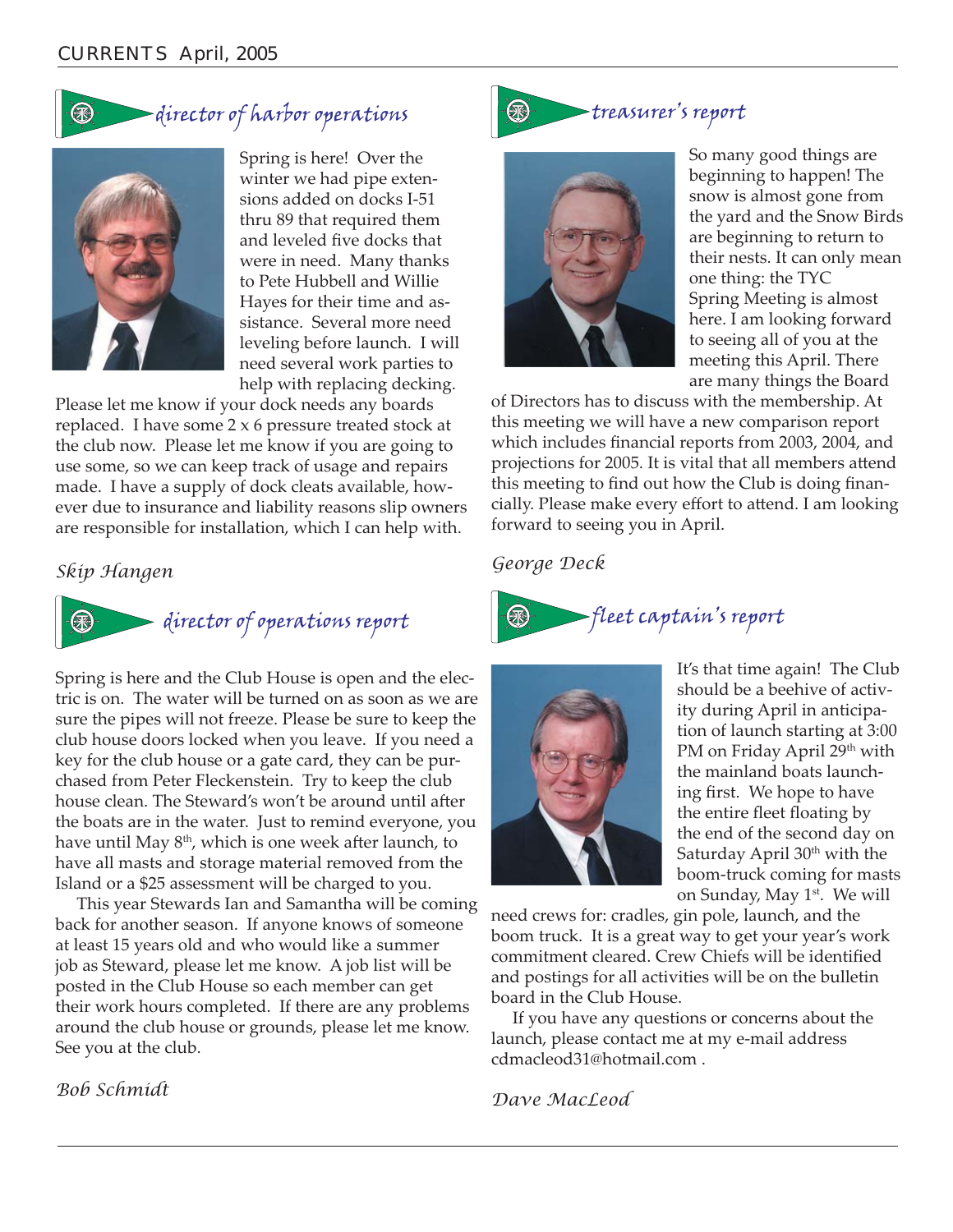## director of harbor operations

Spring is here! Over the winter we had pipe extensions added on docks I-51 thru 89 that required them and leveled five docks that were in need. Many thanks to Pete Hubbell and Willie Hayes for their time and assistance. Several more need leveling before launch. I will need several work parties to help with replacing decking. Please let me know if your dock needs any boards replaced. I have some 2 x 6 pressure treated stock at the club now. Please let me know if you are going to use some, so we can keep track of usage and repairs made. I have a supply of dock cleats available, however due to insurance and liability reasons slip owners are responsible for installation, which I can help with.

*Skip Hangen*

## director of operations report

Spring is here and the Club House is open and the electric is on. The water will be turned on as soon as we are sure the pipes will not freeze. Please be sure to keep the club house doors locked when you leave. If you need a key for the club house or a gate card, they can be purchased from Peter Fleckenstein. Try to keep the club house clean. The Steward's won't be around until after the boats are in the water. Just to remind everyone, you have until May 8th, which is one week after launch, to have all masts and storage material removed from the Island or a $25 assessment will be charged to you.

This year Stewards Ian and Samantha will be coming back for another season. If anyone knows of someone at least 15 years old and who would like a summer job as Steward, please let me know. A job list will be posted in the Club House so each member can get their work hours completed. If there are any problems around the club house or grounds, please let me know. See you at the club.

*Bob Schmidt*

## treasurer's report

So many good things are beginning to happen! The snow is almost gone from the yard and the Snow Birds are beginning to return to their nests. It can only mean one thing: the TYC Spring Meeting is almost here. I am looking forward to seeing all of you at the meeting this April. There are many things the Board of Directors has to discuss with the membership. At this meeting we will have a new comparison report which includes financial reports from 2003, 2004, and projections for 2005. It is vital that all members attend this meeting to find out how the Club is doing financially. Please make every effort to attend. I am looking forward to seeing you in April.

*George Deck*

## fleet captain's report

It's that time again! The Club should be a beehive of activity during April in anticipation of launch starting at 3:00 PM on Friday April 29th with the mainland boats launching first. We hope to have the entire fleet floating by the end of the second day on Saturday April 30th with the boom-truck coming for masts on Sunday, May 1st. We will need crews for: cradles, gin pole, launch, and the boom truck. It is a great way to get your year's work commitment cleared. Crew Chiefs will be identified and postings for all activities will be on the bulletin board in the Club House.

If you have any questions or concerns about the launch, please contact me at my e-mail address cdmacleod31@hotmail.com .

*Dave MacLeod*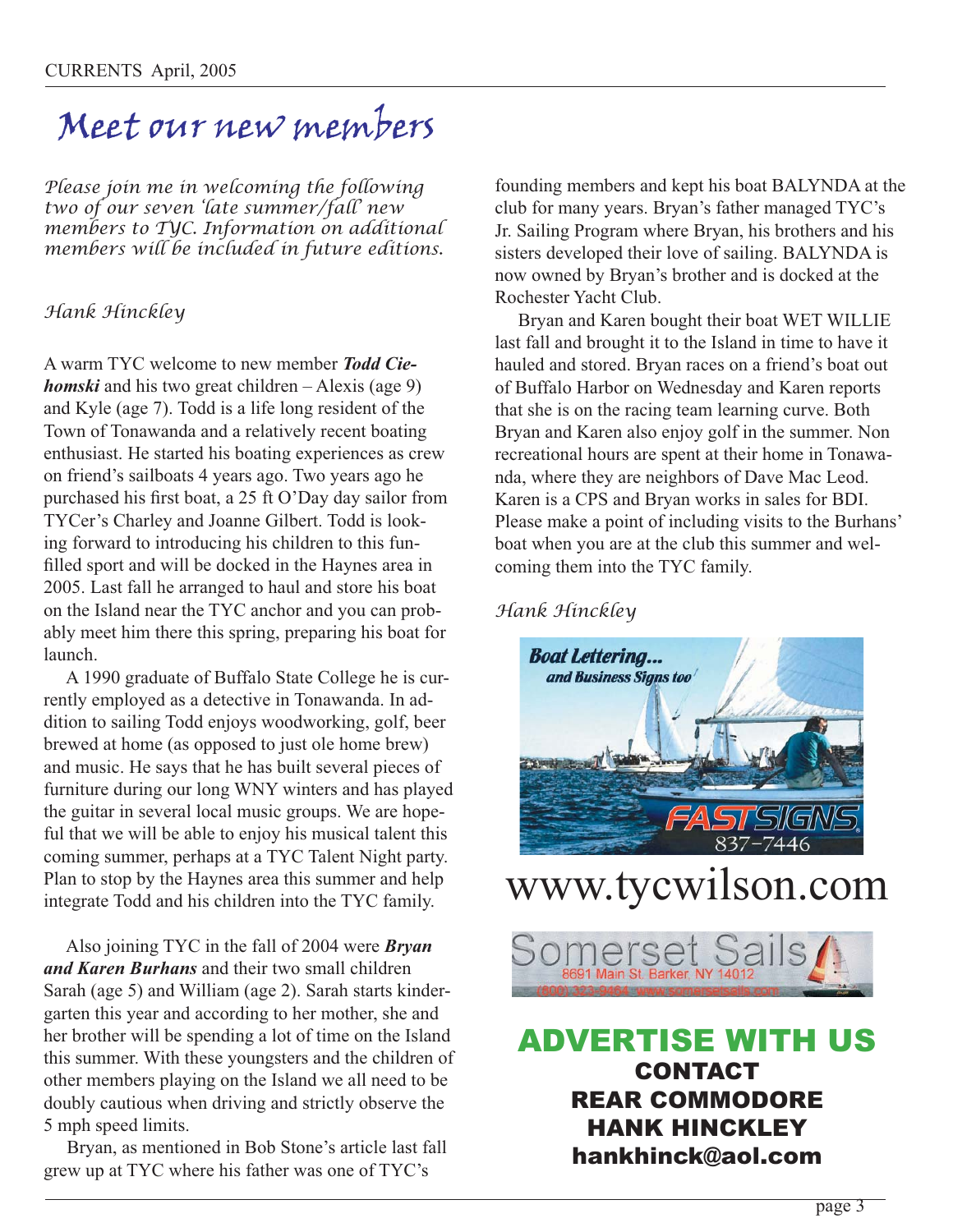# Meet our new members

*Please join me in welcoming the following two of our seven 'late summer/fall' new members to TYC. Information on additional members will be included in future editions.*

*Hank Hinckley*

A warm TYC welcome to new member ***Todd Ciehomski*** and his two great children – Alexis (age 9) and Kyle (age 7). Todd is a life long resident of the Town of Tonawanda and a relatively recent boating enthusiast. He started his boating experiences as crew on friend's sailboats 4 years ago. Two years ago he purchased his first boat, a 25 ft O'Day day sailor from TYCer's Charley and Joanne Gilbert. Todd is looking forward to introducing his children to this fun-filled sport and will be docked in the Haynes area in 2005. Last fall he arranged to haul and store his boat on the Island near the TYC anchor and you can probably meet him there this spring, preparing his boat for launch.

A 1990 graduate of Buffalo State College he is currently employed as a detective in Tonawanda. In addition to sailing Todd enjoys woodworking, golf, beer brewed at home (as opposed to just ole home brew) and music. He says that he has built several pieces of furniture during our long WNY winters and has played the guitar in several local music groups. We are hopeful that we will be able to enjoy his musical talent this coming summer, perhaps at a TYC Talent Night party. Plan to stop by the Haynes area this summer and help integrate Todd and his children into the TYC family.

Also joining TYC in the fall of 2004 were ***Bryan and Karen Burhans*** and their two small children Sarah (age 5) and William (age 2). Sarah starts kindergarten this year and according to her mother, she and her brother will be spending a lot of time on the Island this summer. With these youngsters and the children of other members playing on the Island we all need to be doubly cautious when driving and strictly observe the 5 mph speed limits.

Bryan, as mentioned in Bob Stone's article last fall grew up at TYC where his father was one of TYC's founding members and kept his boat BALYNDA at the club for many years. Bryan's father managed TYC's Jr. Sailing Program where Bryan, his brothers and his sisters developed their love of sailing. BALYNDA is now owned by Bryan's brother and is docked at the Rochester Yacht Club.

Bryan and Karen bought their boat WET WILLIE last fall and brought it to the Island in time to have it hauled and stored. Bryan races on a friend's boat out of Buffalo Harbor on Wednesday and Karen reports that she is on the racing team learning curve. Both Bryan and Karen also enjoy golf in the summer. Non recreational hours are spent at their home in Tonawanda, where they are neighbors of Dave Mac Leod. Karen is a CPS and Bryan works in sales for BDI. Please make a point of including visits to the Burhans' boat when you are at the club this summer and welcoming them into the TYC family.

*Hank Hinckley*

**Boat Lettering...** *and Business Signs too*
FASTSIGNS 837-7446

www.tycwilson.com

Somerset Sails
8691 Main St. Barker, NY 14012
(800) 323-9464 www.somersetsails.com

## ADVERTISE WITH US

**CONTACT**
**REAR COMMODORE**
**HANK HINCKLEY**
**hankhinck@aol.com**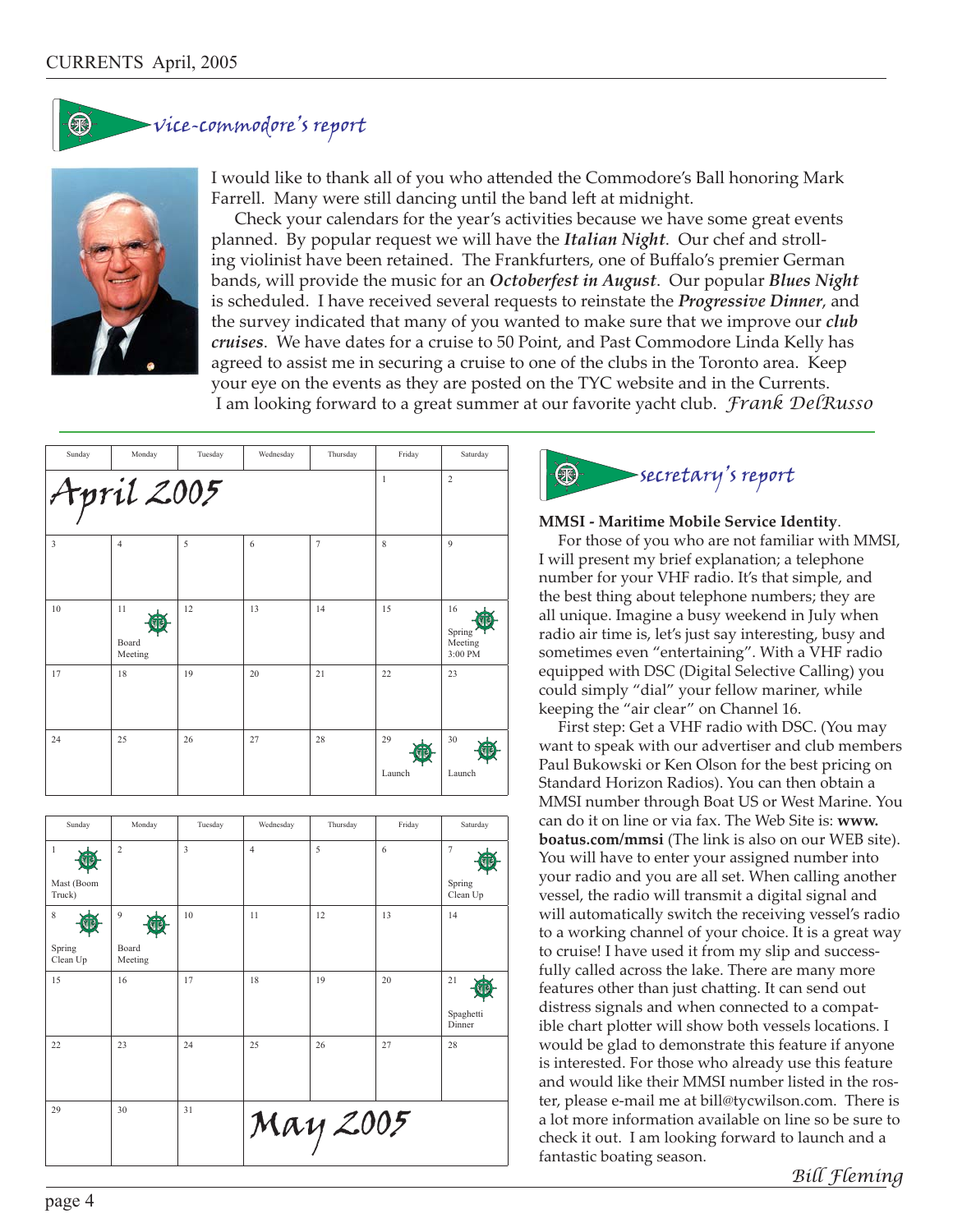## vice-commodore's report

I would like to thank all of you who attended the Commodore's Ball honoring Mark Farrell. Many were still dancing until the band left at midnight.

Check your calendars for the year's activities because we have some great events planned. By popular request we will have the ***Italian Night***. Our chef and strolling violinist have been retained. The Frankfurters, one of Buffalo's premier German bands, will provide the music for an ***Octoberfest in August***. Our popular ***Blues Night*** is scheduled. I have received several requests to reinstate the ***Progressive Dinner***, and the survey indicated that many of you wanted to make sure that we improve our ***club cruises***. We have dates for a cruise to 50 Point, and Past Commodore Linda Kelly has agreed to assist me in securing a cruise to one of the clubs in the Toronto area. Keep your eye on the events as they are posted on the TYC website and in the Currents.

I am looking forward to a great summer at our favorite yacht club. *Frank DelRusso*

### April 2005

| Sunday | Monday | Tuesday | Wednesday | Thursday | Friday | Saturday |
|---|---|---|---|---|---|---|
| | | | | | 1 | 2 |
| 3 | 4 | 5 | 6 | 7 | 8 | 9 |
| 10 | 11 Board Meeting | 12 | 13 | 14 | 15 | 16 Spring Meeting 3:00 PM |
| 17 | 18 | 19 | 20 | 21 | 22 | 23 |
| 24 | 25 | 26 | 27 | 28 | 29 Launch | 30 Launch |

### May 2005

| Sunday | Monday | Tuesday | Wednesday | Thursday | Friday | Saturday |
|---|---|---|---|---|---|---|
| 1 Mast (Boom Truck) | 2 | 3 | 4 | 5 | 6 | 7 Spring Clean Up |
| 8 Spring Clean Up | 9 Board Meeting | 10 | 11 | 12 | 13 | 14 |
| 15 | 16 | 17 | 18 | 19 | 20 | 21 Spaghetti Dinner |
| 22 | 23 | 24 | 25 | 26 | 27 | 28 |
| 29 | 30 | 31 | | | | |

## secretary's report

**MMSI - Maritime Mobile Service Identity**.

For those of you who are not familiar with MMSI, I will present my brief explanation; a telephone number for your VHF radio. It's that simple, and the best thing about telephone numbers; they are all unique. Imagine a busy weekend in July when radio air time is, let's just say interesting, busy and sometimes even "entertaining". With a VHF radio equipped with DSC (Digital Selective Calling) you could simply "dial" your fellow mariner, while keeping the "air clear" on Channel 16.

First step: Get a VHF radio with DSC. (You may want to speak with our advertiser and club members Paul Bukowski or Ken Olson for the best pricing on Standard Horizon Radios). You can then obtain a MMSI number through Boat US or West Marine. You can do it on line or via fax. The Web Site is: **www.boatus.com/mmsi** (The link is also on our WEB site). You will have to enter your assigned number into your radio and you are all set. When calling another vessel, the radio will transmit a digital signal and will automatically switch the receiving vessel's radio to a working channel of your choice. It is a great way to cruise! I have used it from my slip and successfully called across the lake. There are many more features other than just chatting. It can send out distress signals and when connected to a compatible chart plotter will show both vessels locations. I would be glad to demonstrate this feature if anyone is interested. For those who already use this feature and would like their MMSI number listed in the roster, please e-mail me at bill@tycwilson.com. There is a lot more information available on line so be sure to check it out. I am looking forward to launch and a fantastic boating season.

*Bill Fleming*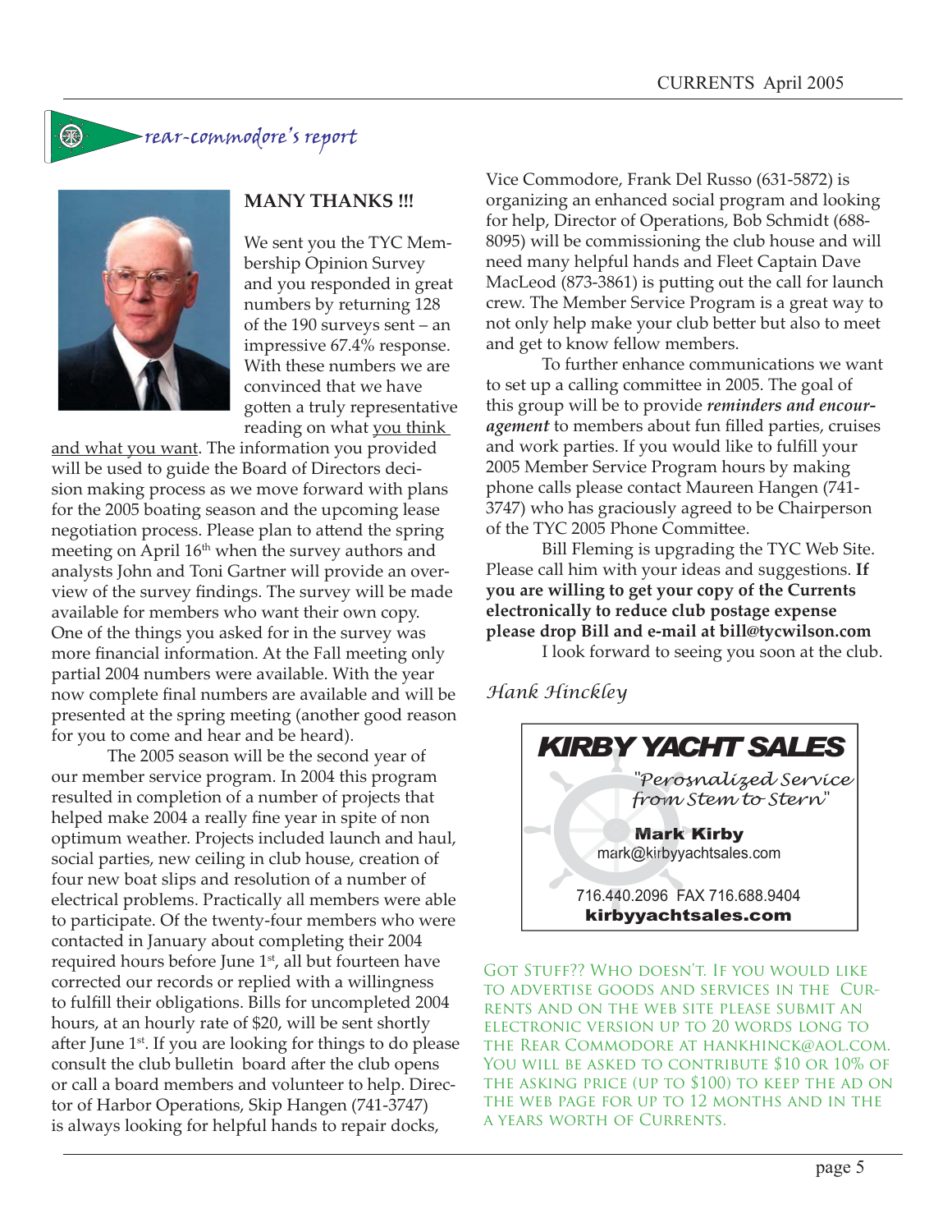## rear-commodore's report

**MANY THANKS !!!**

We sent you the TYC Membership Opinion Survey and you responded in great numbers by returning 128 of the 190 surveys sent – an impressive 67.4% response. With these numbers we are convinced that we have gotten a truly representative reading on what you think and what you want. The information you provided will be used to guide the Board of Directors decision making process as we move forward with plans for the 2005 boating season and the upcoming lease negotiation process. Please plan to attend the spring meeting on April 16th when the survey authors and analysts John and Toni Gartner will provide an overview of the survey findings. The survey will be made available for members who want their own copy. One of the things you asked for in the survey was more financial information. At the Fall meeting only partial 2004 numbers were available. With the year now complete final numbers are available and will be presented at the spring meeting (another good reason for you to come and hear and be heard).

The 2005 season will be the second year of our member service program. In 2004 this program resulted in completion of a number of projects that helped make 2004 a really fine year in spite of non optimum weather. Projects included launch and haul, social parties, new ceiling in club house, creation of four new boat slips and resolution of a number of electrical problems. Practically all members were able to participate. Of the twenty-four members who were contacted in January about completing their 2004 required hours before June 1st, all but fourteen have corrected our records or replied with a willingness to fulfill their obligations. Bills for uncompleted 2004 hours, at an hourly rate of $20, will be sent shortly after June 1st. If you are looking for things to do please consult the club bulletin board after the club opens or call a board members and volunteer to help. Director of Harbor Operations, Skip Hangen (741-3747) is always looking for helpful hands to repair docks, Vice Commodore, Frank Del Russo (631-5872) is organizing an enhanced social program and looking for help, Director of Operations, Bob Schmidt (688-8095) will be commissioning the club house and will need many helpful hands and Fleet Captain Dave MacLeod (873-3861) is putting out the call for launch crew. The Member Service Program is a great way to not only help make your club better but also to meet and get to know fellow members.

To further enhance communications we want to set up a calling committee in 2005. The goal of this group will be to provide ***reminders and encouragement*** to members about fun filled parties, cruises and work parties. If you would like to fulfill your 2005 Member Service Program hours by making phone calls please contact Maureen Hangen (741-3747) who has graciously agreed to be Chairperson of the TYC 2005 Phone Committee.

Bill Fleming is upgrading the TYC Web Site. Please call him with your ideas and suggestions. **If you are willing to get your copy of the Currents electronically to reduce club postage expense please drop Bill and e-mail at bill@tycwilson.com**

I look forward to seeing you soon at the club.

*Hank Hinckley*

---

**KIRBY YACHT SALES**

"Perosnalized Service from Stem to Stern"

**Mark Kirby**
mark@kirbyyachtsales.com

716.440.2096 FAX 716.688.9404
**kirbyyachtsales.com**

---

GOT STUFF?? WHO DOESN'T. IF YOU WOULD LIKE TO ADVERTISE GOODS AND SERVICES IN THE CURRENTS AND ON THE WEB SITE PLEASE SUBMIT AN ELECTRONIC VERSION UP TO 20 WORDS LONG TO THE REAR COMMODORE AT HANKHINCK@AOL.COM. YOU WILL BE ASKED TO CONTRIBUTE $10 OR 10% OF THE ASKING PRICE (UP TO $100) TO KEEP THE AD ON THE WEB PAGE FOR UP TO 12 MONTHS AND IN THE A YEARS WORTH OF CURRENTS.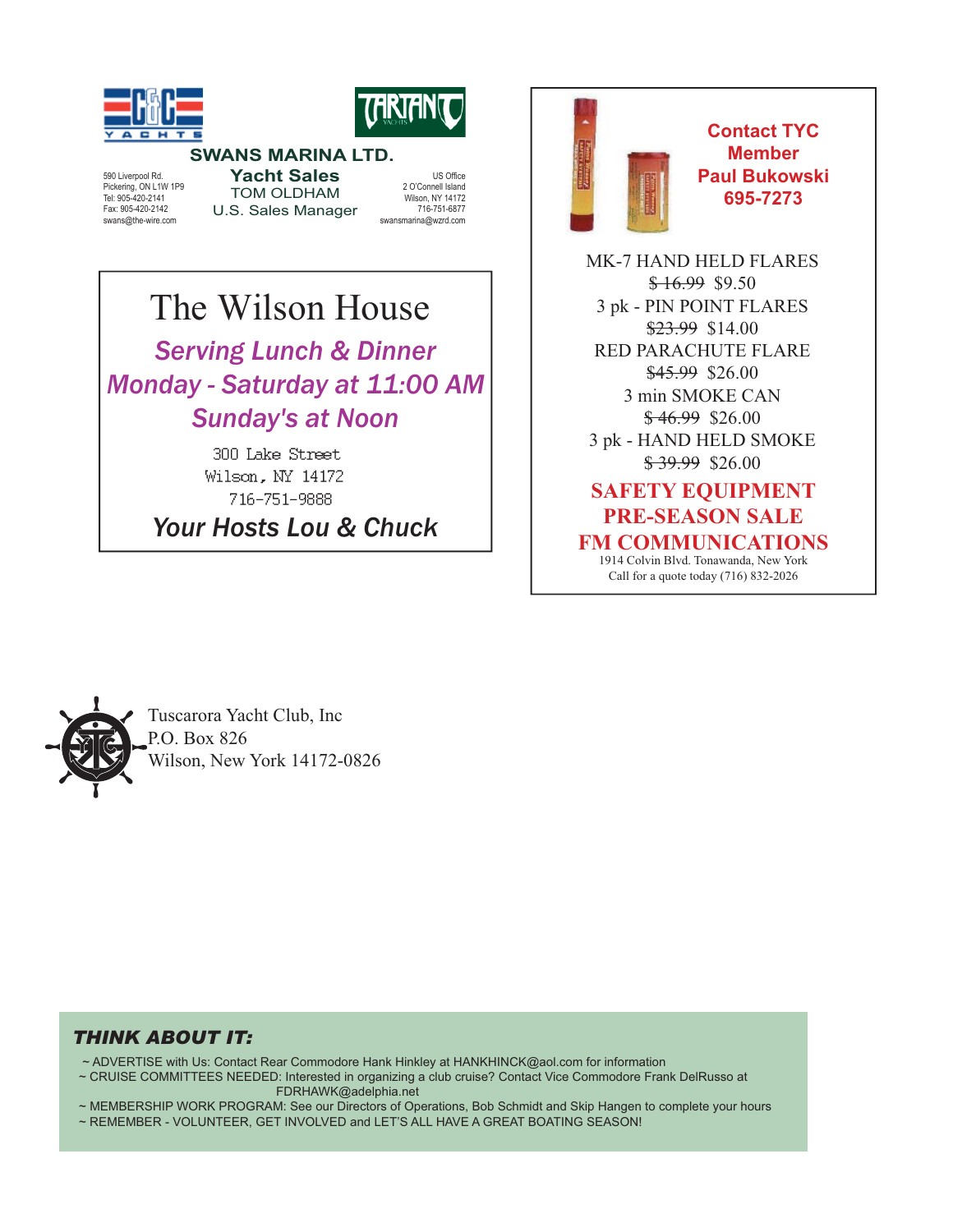C&C YACHTS

TARTAN YACHTS

**SWANS MARINA LTD.**

**Yacht Sales**
TOM OLDHAM
U.S. Sales Manager

590 Liverpool Rd.
Pickering, ON L1W 1P9
Tel: 905-420-2141
Fax: 905-420-2142
swans@the-wire.com

US Office
2 O'Connell Island
Wilson, NY 14172
716-751-6877
swansmarina@wzrd.com

# The Wilson House

***Serving Lunch & Dinner***
***Monday - Saturday at 11:00 AM***
***Sunday's at Noon***

300 Lake Street
Wilson, NY 14172
716-751-9888

***Your Hosts Lou & Chuck***

**Contact TYC Member Paul Bukowski 695-7273**

MK-7 HAND HELD FLARES
~~$ 16.99~~ $9.50

3 pk - PIN POINT FLARES
~~$23.99~~ $14.00

RED PARACHUTE FLARE
~~$45.99~~ $26.00

3 min SMOKE CAN
~~$ 46.99~~ $26.00

3 pk - HAND HELD SMOKE
~~$ 39.99~~ $26.00

**SAFETY EQUIPMENT PRE-SEASON SALE**

**FM COMMUNICATIONS**
1914 Colvin Blvd. Tonawanda, New York
Call for a quote today (716) 832-2026

Tuscarora Yacht Club, Inc
P.O. Box 826
Wilson, New York 14172-0826

### *THINK ABOUT IT:*

~ ADVERTISE with Us: Contact Rear Commodore Hank Hinkley at HANKHINCK@aol.com for information
~ CRUISE COMMITTEES NEEDED: Interested in organizing a club cruise? Contact Vice Commodore Frank DelRusso at FDRHAWK@adelphia.net
~ MEMBERSHIP WORK PROGRAM: See our Directors of Operations, Bob Schmidt and Skip Hangen to complete your hours
~ REMEMBER - VOLUNTEER, GET INVOLVED and LET'S ALL HAVE A GREAT BOATING SEASON!